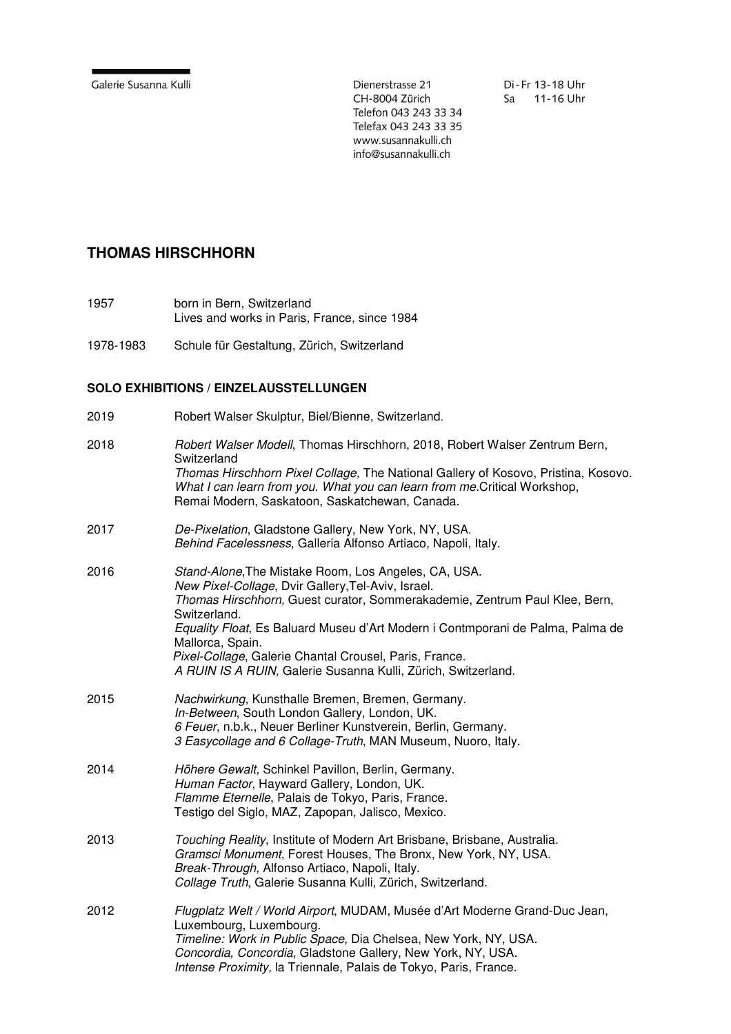Galerie Susanna Kulli

Dienerstrasse 21
CH-8004 Zürich
Telefon 043 243 33 34
Telefax 043 243 33 35
www.susannakulli.ch
info@susannakulli.ch

Di - Fr 13-18 Uhr
Sa 11-16 Uhr

# THOMAS HIRSCHHORN

1957 born in Bern, Switzerland
Lives and works in Paris, France, since 1984

1978-1983 Schule für Gestaltung, Zürich, Switzerland

## SOLO EXHIBITIONS / EINZELAUSSTELLUNGEN

2019
Robert Walser Skulptur, Biel/Bienne, Switzerland.

2018
*Robert Walser Modell*, Thomas Hirschhorn, 2018, Robert Walser Zentrum Bern, Switzerland
*Thomas Hirschhorn Pixel Collage,* The National Gallery of Kosovo, Pristina, Kosovo.
*What I can learn from you. What you can learn from me.*Critical Workshop, Remai Modern, Saskatoon, Saskatchewan, Canada.

2017
*De-Pixelation*, Gladstone Gallery, New York, NY, USA.
*Behind Facelessness*, Galleria Alfonso Artiaco, Napoli, Italy.

2016
*Stand-Alone*,The Mistake Room, Los Angeles, CA, USA.
*New Pixel-Collage*, Dvir Gallery,Tel-Aviv, Israel.
*Thomas Hirschhorn,* Guest curator, Sommerakademie, Zentrum Paul Klee, Bern, Switzerland.
*Equality Float*, Es Baluard Museu d'Art Modern i Contmporani de Palma, Palma de Mallorca, Spain.
*Pixel-Collage*, Galerie Chantal Crousel, Paris, France.
*A RUIN IS A RUIN,* Galerie Susanna Kulli, Zürich, Switzerland.

2015
*Nachwirkung*, Kunsthalle Bremen, Bremen, Germany.
*In-Between*, South London Gallery, London, UK.
*6 Feuer*, n.b.k., Neuer Berliner Kunstverein, Berlin, Germany.
*3 Easycollage and 6 Collage-Truth*, MAN Museum, Nuoro, Italy.

2014
*Höhere Gewalt,* Schinkel Pavillon, Berlin, Germany.
*Human Factor*, Hayward Gallery, London, UK.
*Flamme Eternelle*, Palais de Tokyo, Paris, France.
Testigo del Siglo, MAZ, Zapopan, Jalisco, Mexico.

2013
*Touching Reality*, Institute of Modern Art Brisbane, Brisbane, Australia.
*Gramsci Monument*, Forest Houses, The Bronx, New York, NY, USA.
*Break-Through,* Alfonso Artiaco, Napoli, Italy.
*Collage Truth*, Galerie Susanna Kulli, Zürich, Switzerland.

2012
*Flugplatz Welt / World Airport*, MUDAM, Musée d'Art Moderne Grand-Duc Jean, Luxembourg, Luxembourg.
*Timeline: Work in Public Space,* Dia Chelsea, New York, NY, USA.
*Concordia, Concordia*, Gladstone Gallery, New York, NY, USA.
*Intense Proximity,* la Triennale, Palais de Tokyo, Paris, France.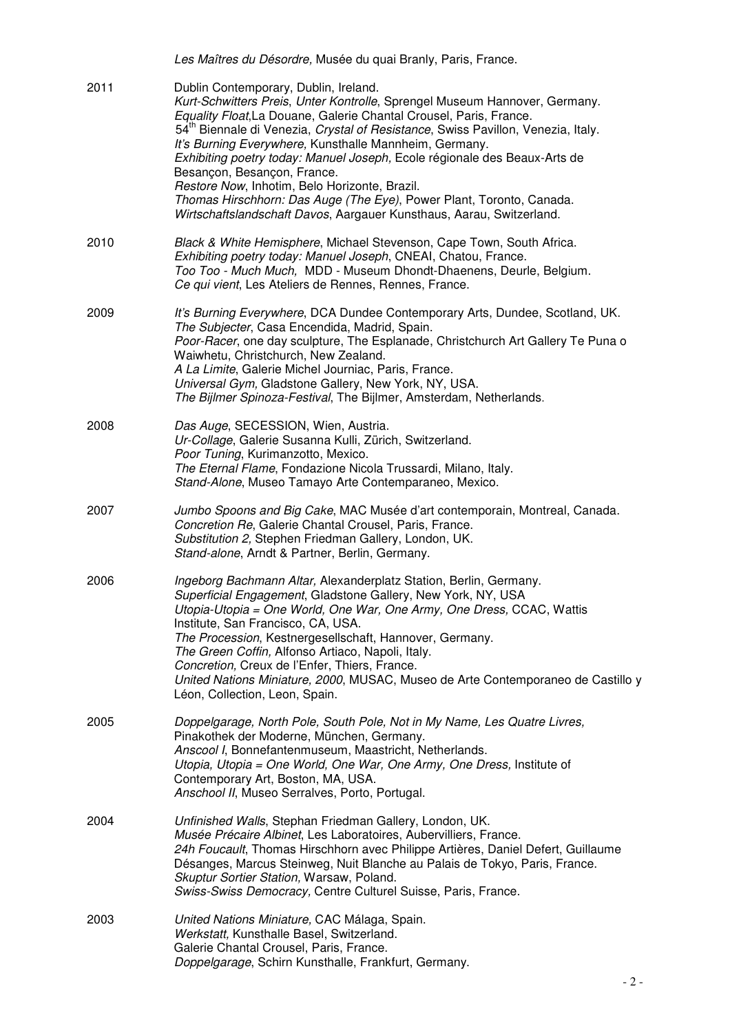*Les Maîtres du Désordre,* Musée du quai Branly, Paris, France.

**2011**

Dublin Contemporary, Dublin, Ireland.
*Kurt-Schwitters Preis*, *Unter Kontrolle*, Sprengel Museum Hannover, Germany.
*Equality Float*,La Douane, Galerie Chantal Crousel, Paris, France.
54th Biennale di Venezia, *Crystal of Resistance*, Swiss Pavillon, Venezia, Italy.
*It's Burning Everywhere,* Kunsthalle Mannheim, Germany.
*Exhibiting poetry today: Manuel Joseph,* Ecole régionale des Beaux-Arts de Besançon, Besançon, France.
*Restore Now*, Inhotim, Belo Horizonte, Brazil.
*Thomas Hirschhorn: Das Auge (The Eye)*, Power Plant, Toronto, Canada.
*Wirtschaftslandschaft Davos*, Aargauer Kunsthaus, Aarau, Switzerland.

**2010**

*Black & White Hemisphere*, Michael Stevenson, Cape Town, South Africa.
*Exhibiting poetry today: Manuel Joseph*, CNEAI, Chatou, France.
*Too Too - Much Much,* MDD - Museum Dhondt-Dhaenens, Deurle, Belgium.
*Ce qui vient*, Les Ateliers de Rennes, Rennes, France.

**2009**

*It's Burning Everywhere*, DCA Dundee Contemporary Arts, Dundee, Scotland, UK.
*The Subjecter*, Casa Encendida, Madrid, Spain.
*Poor-Racer*, one day sculpture, The Esplanade, Christchurch Art Gallery Te Puna o Waiwhetu, Christchurch, New Zealand.
*A La Limite*, Galerie Michel Journiac, Paris, France.
*Universal Gym,* Gladstone Gallery, New York, NY, USA.
*The Bijlmer Spinoza-Festival*, The Bijlmer, Amsterdam, Netherlands.

**2008**

*Das Auge*, SECESSION, Wien, Austria.
*Ur-Collage*, Galerie Susanna Kulli, Zürich, Switzerland.
*Poor Tuning*, Kurimanzotto, Mexico.
*The Eternal Flame,* Fondazione Nicola Trussardi, Milano, Italy.
*Stand-Alone*, Museo Tamayo Arte Contemparaneo, Mexico.

**2007**

*Jumbo Spoons and Big Cake*, MAC Musée d'art contemporain, Montreal, Canada.
*Concretion Re*, Galerie Chantal Crousel, Paris, France.
*Substitution 2,* Stephen Friedman Gallery, London, UK.
*Stand-alone*, Arndt & Partner, Berlin, Germany.

**2006**

*Ingeborg Bachmann Altar,* Alexanderplatz Station, Berlin, Germany.
*Superficial Engagement*, Gladstone Gallery, New York, NY, USA
*Utopia-Utopia = One World, One War, One Army, One Dress,* CCAC, Wattis Institute, San Francisco, CA, USA.
*The Procession*, Kestnergesellschaft, Hannover, Germany.
*The Green Coffin,* Alfonso Artiaco, Napoli, Italy.
*Concretion,* Creux de l'Enfer, Thiers, France.
*United Nations Miniature, 2000*, MUSAC, Museo de Arte Contemporaneo de Castillo y Léon, Collection, Leon, Spain.

**2005**

*Doppelgarage, North Pole, South Pole, Not in My Name, Les Quatre Livres,* Pinakothek der Moderne, München, Germany.
*Anscool I*, Bonnefantenmuseum, Maastricht, Netherlands.
*Utopia, Utopia = One World, One War, One Army, One Dress,* Institute of Contemporary Art, Boston, MA, USA.
*Anschool II*, Museo Serralves, Porto, Portugal.

**2004**

*Unfinished Walls*, Stephan Friedman Gallery, London, UK.
*Musée Précaire Albinet*, Les Laboratoires, Aubervilliers, France.
*24h Foucault*, Thomas Hirschhorn avec Philippe Artières, Daniel Defert, Guillaume Désanges, Marcus Steinweg, Nuit Blanche au Palais de Tokyo, Paris, France.
*Skuptur Sortier Station,* Warsaw, Poland.
*Swiss-Swiss Democracy,* Centre Culturel Suisse, Paris, France.

**2003**

*United Nations Miniature,* CAC Málaga, Spain.
*Werkstatt,* Kunsthalle Basel, Switzerland.
Galerie Chantal Crousel, Paris, France.
*Doppelgarage*, Schirn Kunsthalle, Frankfurt, Germany.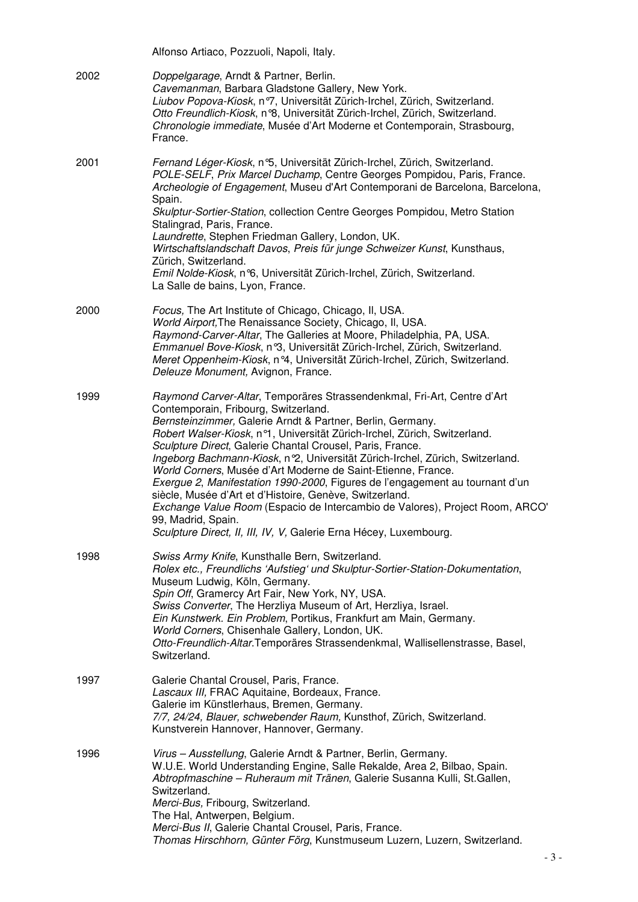Alfonso Artiaco, Pozzuoli, Napoli, Italy.

2002 *Doppelgarage*, Arndt & Partner, Berlin.
*Cavemanman*, Barbara Gladstone Gallery, New York.
*Liubov Popova-Kiosk*, n°7, Universität Zürich-Irchel, Zürich, Switzerland.
*Otto Freundlich-Kiosk*, n°8, Universität Zürich-Irchel, Zürich, Switzerland.
*Chronologie immediate*, Musée d'Art Moderne et Contemporain, Strasbourg, France.

2001 *Fernand Léger-Kiosk*, n°5, Universität Zürich-Irchel, Zürich, Switzerland.
*POLE-SELF*, *Prix Marcel Duchamp*, Centre Georges Pompidou, Paris, France.
*Archeologie of Engagement*, Museu d'Art Contemporani de Barcelona, Barcelona, Spain.
*Skulptur-Sortier-Station*, collection Centre Georges Pompidou, Metro Station Stalingrad, Paris, France.
*Laundrette*, Stephen Friedman Gallery, London, UK.
*Wirtschaftslandschaft Davos*, *Preis für junge Schweizer Kunst*, Kunsthaus, Zürich, Switzerland.
*Emil Nolde-Kiosk*, n°6, Universität Zürich-Irchel, Zürich, Switzerland.
La Salle de bains, Lyon, France.

2000 *Focus,* The Art Institute of Chicago, Chicago, Il, USA.
*World Airport,*The Renaissance Society, Chicago, Il, USA.
*Raymond-Carver-Altar*, The Galleries at Moore, Philadelphia, PA, USA.
*Emmanuel Bove-Kiosk*, n°3, Universität Zürich-Irchel, Zürich, Switzerland.
*Meret Oppenheim-Kiosk*, n°4, Universität Zürich-Irchel, Zürich, Switzerland.
*Deleuze Monument,* Avignon, France.

1999 *Raymond Carver-Altar*, Temporäres Strassendenkmal, Fri-Art, Centre d'Art Contemporain, Fribourg, Switzerland.
*Bernsteinzimmer,* Galerie Arndt & Partner, Berlin, Germany.
*Robert Walser-Kiosk*, n°1, Universität Zürich-Irchel, Zürich, Switzerland.
*Sculpture Direct*, Galerie Chantal Crousel, Paris, France.
*Ingeborg Bachmann-Kiosk*, n°2, Universität Zürich-Irchel, Zürich, Switzerland.
*World Corners*, Musée d'Art Moderne de Saint-Etienne, France.
*Exergue 2*, *Manifestation 1990-2000*, Figures de l'engagement au tournant d'un siècle, Musée d'Art et d'Histoire, Genève, Switzerland.
*Exchange Value Room* (Espacio de Intercambio de Valores), Project Room, ARCO' 99, Madrid, Spain.
*Sculpture Direct, II, III, IV, V,* Galerie Erna Hécey, Luxembourg.

1998 *Swiss Army Knife*, Kunsthalle Bern, Switzerland.
*Rolex etc., Freundlichs 'Aufstieg' und Skulptur-Sortier-Station-Dokumentation*, Museum Ludwig, Köln, Germany.
*Spin Off*, Gramercy Art Fair, New York, NY, USA.
*Swiss Converter*, The Herzliya Museum of Art, Herzliya, Israel.
*Ein Kunstwerk. Ein Problem*, Portikus, Frankfurt am Main, Germany.
*World Corners*, Chisenhale Gallery, London, UK.
*Otto-Freundlich-Altar.*Temporäres Strassendenkmal, Wallisellenstrasse, Basel, Switzerland.

1997 Galerie Chantal Crousel, Paris, France.
*Lascaux III*, FRAC Aquitaine, Bordeaux, France.
Galerie im Künstlerhaus, Bremen, Germany.
*7/7, 24/24, Blauer, schwebender Raum,* Kunsthof, Zürich, Switzerland.
Kunstverein Hannover, Hannover, Germany.

1996 *Virus – Ausstellung*, Galerie Arndt & Partner, Berlin, Germany.
W.U.E. World Understanding Engine, Salle Rekalde, Area 2, Bilbao, Spain.
*Abtropfmaschine – Ruheraum mit Tränen*, Galerie Susanna Kulli, St.Gallen, Switzerland.
*Merci-Bus,* Fribourg, Switzerland.
The Hal, Antwerpen, Belgium.
*Merci-Bus II*, Galerie Chantal Crousel, Paris, France.
*Thomas Hirschhorn, Günter Förg*, Kunstmuseum Luzern, Luzern, Switzerland.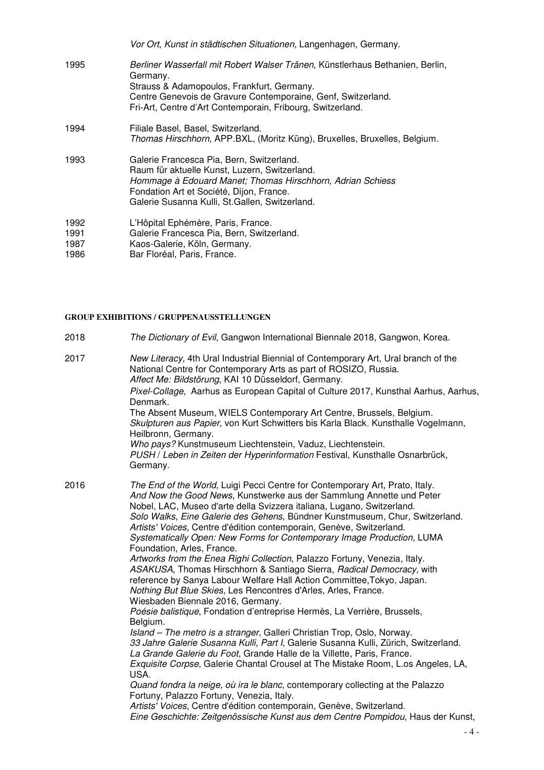*Vor Ort*, *Kunst in städtischen Situationen,* Langenhagen, Germany.

1995 *Berliner Wasserfall mit Robert Walser Tränen*, Künstlerhaus Bethanien, Berlin, Germany.
Strauss & Adamopoulos, Frankfurt, Germany.
Centre Genevois de Gravure Contemporaine, Genf, Switzerland.
Fri-Art, Centre d'Art Contemporain, Fribourg, Switzerland.

1994 Filiale Basel, Basel, Switzerland.
*Thomas Hirschhorn*, APP.BXL, (Moritz Küng), Bruxelles, Bruxelles, Belgium.

1993 Galerie Francesca Pia, Bern, Switzerland.
Raum für aktuelle Kunst, Luzern, Switzerland.
*Hommage à Edouard Manet; Thomas Hirschhorn, Adrian Schiess*
Fondation Art et Société, Dijon, France.
Galerie Susanna Kulli, St.Gallen, Switzerland.

1992 L'Hôpital Ephémère, Paris, France.
1991 Galerie Francesca Pia, Bern, Switzerland.
1987 Kaos-Galerie, Köln, Germany.
1986 Bar Floréal, Paris, France.

**GROUP EXHIBITIONS / GRUPPENAUSSTELLUNGEN**

2018 *The Dictionary of Evil*, Gangwon International Biennale 2018, Gangwon, Korea.

2017 *New Literacy,* 4th Ural Industrial Biennial of Contemporary Art, Ural branch of the National Centre for Contemporary Arts as part of ROSIZO, Russia.
*Affect Me: Bildstörung*, KAI 10 Düsseldorf, Germany.
*Pixel-Collage*, Aarhus as European Capital of Culture 2017, Kunsthal Aarhus, Aarhus, Denmark.
The Absent Museum, WIELS Contemporary Art Centre, Brussels, Belgium.
*Skulpturen aus Papier*, von Kurt Schwitters bis Karla Black, Kunsthalle Vogelmann, Heilbronn, Germany.
*Who pays?* Kunstmuseum Liechtenstein, Vaduz, Liechtenstein.
*PUSH / Leben in Zeiten der Hyperinformation* Festival, Kunsthalle Osnarbrück, Germany.

2016 *The End of the World,* Luigi Pecci Centre for Contemporary Art, Prato, Italy.
*And Now the Good News*, Kunstwerke aus der Sammlung Annette und Peter Nobel, LAC, Museo d'arte della Svizzera italiana, Lugano, Switzerland.
*Solo Walks, Eine Galerie des Gehens*, Bündner Kunstmuseum, Chur, Switzerland.
*Artists' Voices,* Centre d'édition contemporain, Genève, Switzerland.
*Systematically Open: New Forms for Contemporary Image Production,* LUMA Foundation, Arles, France.
*Artworks from the Enea Righi Collection*, Palazzo Fortuny, Venezia, Italy.
*ASAKUSA*, Thomas Hirschhorn & Santiago Sierra, *Radical Democracy,* with reference by Sanya Labour Welfare Hall Action Committee,Tokyo, Japan.
*Nothing But Blue Skies,* Les Rencontres d'Arles, Arles, France.
Wiesbaden Biennale 2016, Germany.
*Poésie balistique*, Fondation d'entreprise Hermès, La Verrière, Brussels, Belgium.
*Island – The metro is a stranger*, Galleri Christian Trop, Oslo, Norway.
*33 Jahre Galerie Susanna Kulli, Part I*, Galerie Susanna Kulli, Zürich, Switzerland.
*La Grande Galerie du Foot*, Grande Halle de la Villette, Paris, France.
*Exquisite Corpse*, Galerie Chantal Crousel at The Mistake Room, L.os Angeles, LA, USA.
*Quand fondra la neige, où ira le blanc,* contemporary collecting at the Palazzo Fortuny, Palazzo Fortuny, Venezia, Italy.
*Artists' Voices*, Centre d'édition contemporain, Genève, Switzerland.
*Eine Geschichte: Zeitgenössische Kunst aus dem Centre Pompidou*, Haus der Kunst,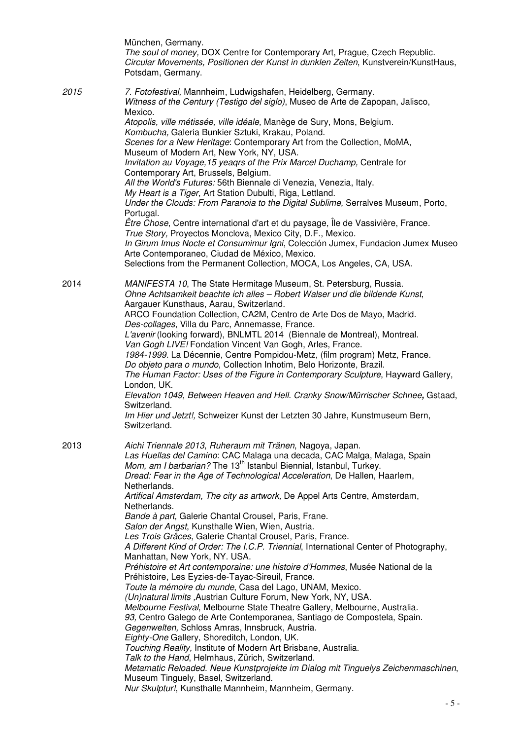München, Germany.
*The soul of money,* DOX Centre for Contemporary Art, Prague, Czech Republic.
*Circular Movements, Positionen der Kunst in dunklen Zeiten*, Kunstverein/KunstHaus, Potsdam, Germany.

*2015*

*7. Fotofestival,* Mannheim, Ludwigshafen, Heidelberg, Germany.
*Witness of the Century (Testigo del siglo)*, Museo de Arte de Zapopan, Jalisco, Mexico.
*Atopolis, ville métissée, ville idéale,* Manège de Sury, Mons, Belgium.
*Kombucha,* Galeria Bunkier Sztuki, Krakau, Poland.
*Scenes for a New Heritage*: Contemporary Art from the Collection, MoMA, Museum of Modern Art, New York, NY, USA.
*Invitation au Voyage,15 yeaqrs of the Prix Marcel Duchamp,* Centrale for Contemporary Art, Brussels, Belgium.
*All the World's Futures:* 56th Biennale di Venezia, Venezia, Italy.
*My Heart is a Tiger*, Art Station Dubulti, Riga, Lettland.
*Under the Clouds: From Paranoia to the Digital Sublime,* Serralves Museum, Porto, Portugal.
*Être Chose*, Centre international d'art et du paysage, Île de Vassivière, France.
*True Story,* Proyectos Monclova, Mexico City, D.F., Mexico.
*In Girum Imus Nocte et Consumimur Igni*, Colección Jumex, Fundacion Jumex Museo Arte Contemporaneo, Ciudad de México, Mexico.
Selections from the Permanent Collection, MOCA, Los Angeles, CA, USA.

2014

*MANIFESTA 10*, The State Hermitage Museum, St. Petersburg, Russia.
*Ohne Achtsamkeit beachte ich alles – Robert Walser und die bildende Kunst*, Aargauer Kunsthaus, Aarau, Switzerland.
ARCO Foundation Collection, CA2M, Centro de Arte Dos de Mayo, Madrid.
*Des-collages*, Villa du Parc, Annemasse, France.
*L'avenir* (looking forward), BNLMTL 2014 (Biennale de Montreal), Montreal.
*Van Gogh LIVE!* Fondation Vincent Van Gogh, Arles, France.
*1984-1999*. La Décennie, Centre Pompidou-Metz, (film program) Metz, France.
*Do objeto para o mundo*, Collection Inhotim, Belo Horizonte, Brazil.
*The Human Factor: Uses of the Figure in Contemporary Sculpture*, Hayward Gallery, London, UK.
*Elevation 1049, Between Heaven and Hell. Cranky Snow/Mürrischer Schnee***,** Gstaad, Switzerland.
*Im Hier und Jetzt!,* Schweizer Kunst der Letzten 30 Jahre, Kunstmuseum Bern, Switzerland.

2013

*Aichi Triennale 2013*, *Ruheraum mit Tränen*, Nagoya, Japan.
*Las Huellas del Camino*: CAC Malaga una decada, CAC Malga, Malaga, Spain
*Mom, am I barbarian?* The 13th Istanbul Biennial, Istanbul, Turkey.
*Dread: Fear in the Age of Technological Acceleration*, De Hallen, Haarlem, Netherlands.
*Artifical Amsterdam, The city as artwork,* De Appel Arts Centre, Amsterdam, Netherlands.
*Bande à part,* Galerie Chantal Crousel, Paris, Frane.
*Salon der Angst*, Kunsthalle Wien, Wien, Austria.
*Les Trois Grâces*, Galerie Chantal Crousel, Paris, France.
*A Different Kind of Order: The I.C.P. Triennial*, International Center of Photography, Manhattan, New York, NY. USA.
*Préhistoire et Art contemporaine: une histoire d'Hommes*, Musée National de la Préhistoire, Les Eyzies-de-Tayac-Sireuil, France.
*Toute la mémoire du munde*, Casa del Lago, UNAM, Mexico.
*(Un)natural limits* ,Austrian Culture Forum, New York, NY, USA.
*Melbourne Festival*, Melbourne State Theatre Gallery, Melbourne, Australia.
*93,* Centro Galego de Arte Contemporanea, Santiago de Compostela, Spain.
*Gegenwelten,* Schloss Amras, Innsbruck, Austria.
*Eighty-One* Gallery, Shoreditch, London, UK.
*Touching Reality,* Institute of Modern Art Brisbane, Australia.
*Talk to the Hand*, Helmhaus, Zürich, Switzerland.
*Metamatic Reloaded. Neue Kunstprojekte im Dialog mit Tinguelys Zeichenmaschinen*, Museum Tinguely, Basel, Switzerland.
*Nur Skulptur!*, Kunsthalle Mannheim, Mannheim, Germany.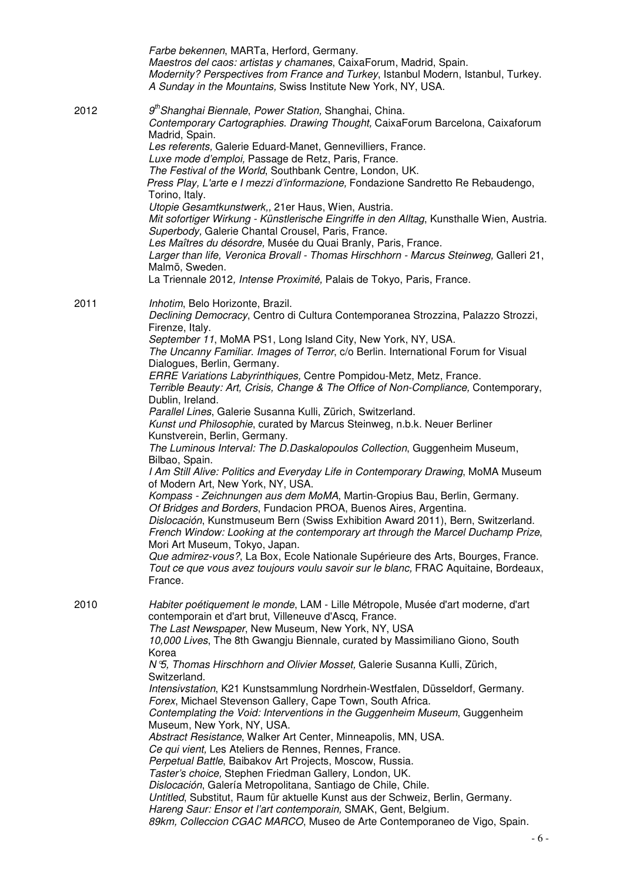*Farbe bekennen*, MARTa, Herford, Germany.
*Maestros del caos: artistas y chamanes*, CaixaForum, Madrid, Spain.
*Modernity? Perspectives from France and Turkey*, Istanbul Modern, Istanbul, Turkey.
*A Sunday in the Mountains,* Swiss Institute New York, NY, USA.

2012
*9th Shanghai Biennale*, *Power Station,* Shanghai, China.
*Contemporary Cartographies. Drawing Thought,* CaixaForum Barcelona, Caixaforum Madrid, Spain.
*Les referents,* Galerie Eduard-Manet, Gennevilliers, France.
*Luxe mode d'emploi,* Passage de Retz, Paris, France.
*The Festival of the World*, Southbank Centre, London, UK.
*Press Play, L'arte e I mezzi d'informazione,* Fondazione Sandretto Re Rebaudengo, Torino, Italy.
*Utopie Gesamtkunstwerk,,* 21er Haus, Wien, Austria.
*Mit sofortiger Wirkung - Künstlerische Eingriffe in den Alltag*, Kunsthalle Wien, Austria.
*Superbody*, Galerie Chantal Crousel, Paris, France.
*Les Maîtres du désordre,* Musée du Quai Branly, Paris, France.
*Larger than life, Veronica Brovall - Thomas Hirschhorn - Marcus Steinweg,* Galleri 21, Malmö, Sweden.
La Triennale 2012*, Intense Proximité,* Palais de Tokyo, Paris, France.

2011
*Inhotim*, Belo Horizonte, Brazil.
*Declining Democracy*, Centro di Cultura Contemporanea Strozzina, Palazzo Strozzi, Firenze, Italy.
*September 11*, MoMA PS1, Long Island City, New York, NY, USA.
*The Uncanny Familiar. Images of Terror*, c/o Berlin. International Forum for Visual Dialogues, Berlin, Germany.
*ERRE Variations Labyrinthiques,* Centre Pompidou-Metz, Metz, France.
*Terrible Beauty: Art, Crisis, Change & The Office of Non-Compliance,* Contemporary, Dublin, Ireland.
*Parallel Lines*, Galerie Susanna Kulli, Zürich, Switzerland.
*Kunst und Philosophie*, curated by Marcus Steinweg, n.b.k. Neuer Berliner Kunstverein, Berlin, Germany.
*The Luminous Interval: The D.Daskalopoulos Collection*, Guggenheim Museum, Bilbao, Spain.
*I Am Still Alive: Politics and Everyday Life in Contemporary Drawing*, MoMA Museum of Modern Art, New York, NY, USA.
*Kompass - Zeichnungen aus dem MoMA*, Martin-Gropius Bau, Berlin, Germany.
*Of Bridges and Borders*, Fundacion PROA, Buenos Aires, Argentina.
*Dislocación*, Kunstmuseum Bern (Swiss Exhibition Award 2011), Bern, Switzerland.
*French Window: Looking at the contemporary art through the Marcel Duchamp Prize*, Mori Art Museum, Tokyo, Japan.
*Que admirez-vous?*, La Box, Ecole Nationale Supérieure des Arts, Bourges, France.
*Tout ce que vous avez toujours voulu savoir sur le blanc,* FRAC Aquitaine, Bordeaux, France.

2010
*Habiter poétiquement le monde*, LAM - Lille Métropole, Musée d'art moderne, d'art contemporain et d'art brut, Villeneuve d'Ascq, France.
*The Last Newspaper*, New Museum, New York, NY, USA
*10,000 Lives*, The 8th Gwangju Biennale, curated by Massimiliano Giono, South Korea
*N°5, Thomas Hirschhorn and Olivier Mosset,* Galerie Susanna Kulli, Zürich, Switzerland.
*Intensivstation*, K21 Kunstsammlung Nordrhein-Westfalen, Düsseldorf, Germany.
*Forex*, Michael Stevenson Gallery, Cape Town, South Africa.
*Contemplating the Void: Interventions in the Guggenheim Museum*, Guggenheim Museum, New York, NY, USA.
*Abstract Resistance*, Walker Art Center, Minneapolis, MN, USA.
*Ce qui vient,* Les Ateliers de Rennes, Rennes, France.
*Perpetual Battle*, Baibakov Art Projects, Moscow, Russia.
*Taster's choice,* Stephen Friedman Gallery, London, UK.
*Dislocación*, Galería Metropolitana, Santiago de Chile, Chile.
*Untitled*, Substitut, Raum für aktuelle Kunst aus der Schweiz, Berlin, Germany.
*Hareng Saur: Ensor et l'art contemporain,* SMAK, Gent, Belgium.
*89km, Colleccion CGAC MARCO*, Museo de Arte Contemporaneo de Vigo, Spain.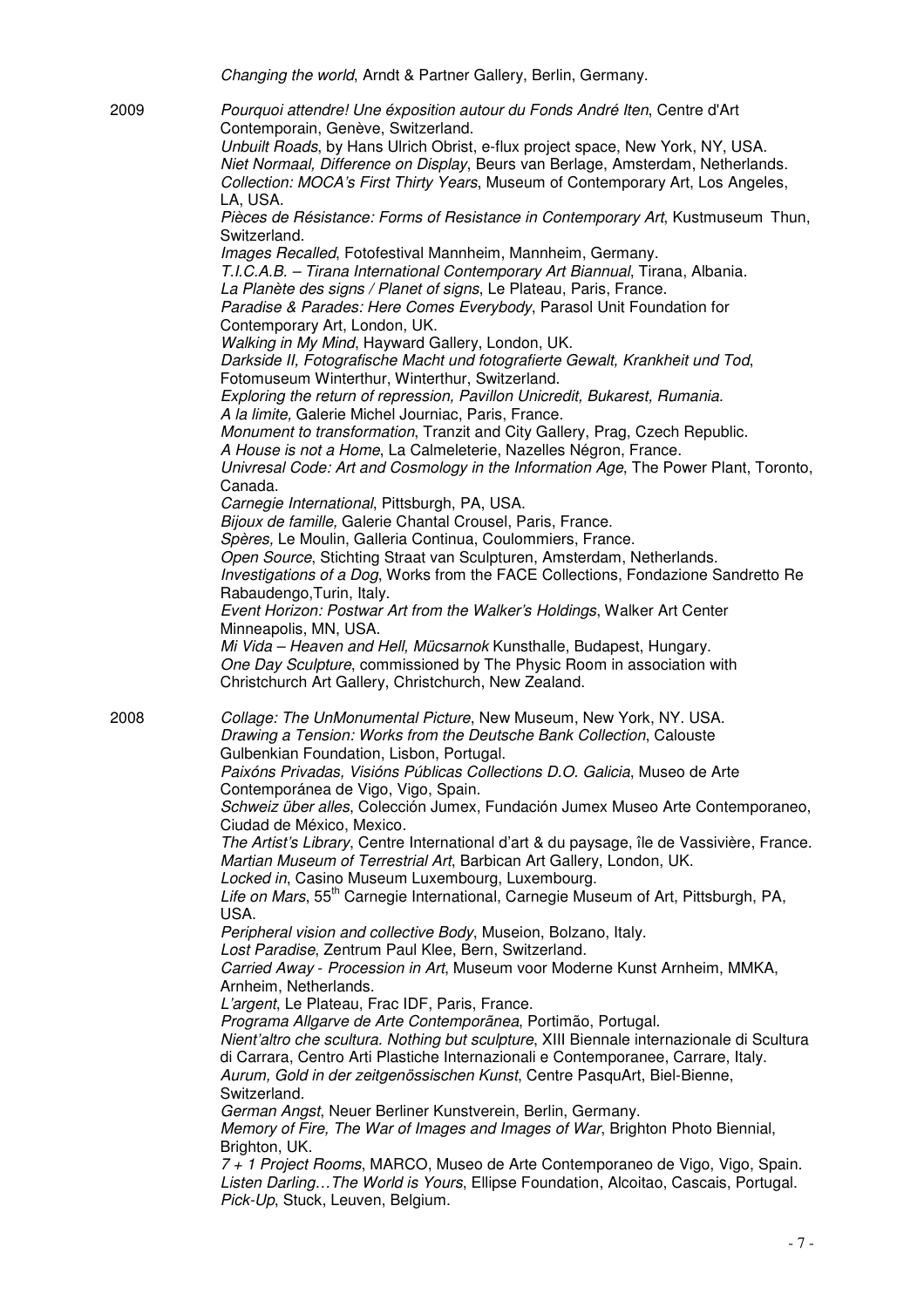*Changing the world*, Arndt & Partner Gallery, Berlin, Germany.

2009

*Pourquoi attendre! Une éxposition autour du Fonds André Iten*, Centre d'Art Contemporain, Genève, Switzerland.
*Unbuilt Roads*, by Hans Ulrich Obrist, e-flux project space, New York, NY, USA.
*Niet Normaal, Difference on Display*, Beurs van Berlage, Amsterdam, Netherlands.
*Collection: MOCA's First Thirty Years*, Museum of Contemporary Art, Los Angeles, LA, USA.
*Pièces de Résistance: Forms of Resistance in Contemporary Art*, Kustmuseum Thun, Switzerland.
*Images Recalled*, Fotofestival Mannheim, Mannheim, Germany.
*T.I.C.A.B. – Tirana International Contemporary Art Biannual*, Tirana, Albania.
*La Planète des signs / Planet of signs*, Le Plateau, Paris, France.
*Paradise & Parades: Here Comes Everybody*, Parasol Unit Foundation for Contemporary Art, London, UK.
*Walking in My Mind*, Hayward Gallery, London, UK.
*Darkside II, Fotografische Macht und fotografierte Gewalt, Krankheit und Tod*, Fotomuseum Winterthur, Winterthur, Switzerland.
*Exploring the return of repression, Pavillon Unicredit, Bukarest, Rumania.*
*A la limite,* Galerie Michel Journiac, Paris, France.
*Monument to transformation*, Tranzit and City Gallery, Prag, Czech Republic.
*A House is not a Home*, La Calmeleterie, Nazelles Négron, France.
*Univresal Code: Art and Cosmology in the Information Age*, The Power Plant, Toronto, Canada.
*Carnegie International*, Pittsburgh, PA, USA.
*Bijoux de famille,* Galerie Chantal Crousel, Paris, France.
*Spères,* Le Moulin, Galleria Continua, Coulommiers, France.
*Open Source*, Stichting Straat van Sculpturen, Amsterdam, Netherlands.
*Investigations of a Dog*, Works from the FACE Collections, Fondazione Sandretto Re Rabaudengo,Turin, Italy.
*Event Horizon: Postwar Art from the Walker's Holdings*, Walker Art Center Minneapolis, MN, USA.
*Mi Vida – Heaven and Hell, Mücsarnok* Kunsthalle, Budapest, Hungary.
*One Day Sculpture*, commissioned by The Physic Room in association with Christchurch Art Gallery, Christchurch, New Zealand.

2008

*Collage: The UnMonumental Picture*, New Museum, New York, NY. USA.
*Drawing a Tension: Works from the Deutsche Bank Collection*, Calouste Gulbenkian Foundation, Lisbon, Portugal.
*Paixóns Privadas, Visións Públicas Collections D.O. Galicia*, Museo de Arte Contemporánea de Vigo, Vigo, Spain.
*Schweiz über alles*, Colección Jumex, Fundación Jumex Museo Arte Contemporaneo, Ciudad de México, Mexico.
*The Artist's Library*, Centre International d'art & du paysage, île de Vassivière, France.
*Martian Museum of Terrestrial Art*, Barbican Art Gallery, London, UK.
*Locked in*, Casino Museum Luxembourg, Luxembourg.
*Life on Mars*, 55th Carnegie International, Carnegie Museum of Art, Pittsburgh, PA, USA.
*Peripheral vision and collective Body*, Museion, Bolzano, Italy.
*Lost Paradise*, Zentrum Paul Klee, Bern, Switzerland.
*Carried Away - Procession in Art*, Museum voor Moderne Kunst Arnheim, MMKA, Arnheim, Netherlands.
*L'argent*, Le Plateau, Frac IDF, Paris, France.
*Programa Allgarve de Arte Contemporãnea*, Portimão, Portugal.
*Nient'altro che scultura. Nothing but sculpture*, XIII Biennale internazionale di Scultura di Carrara, Centro Arti Plastiche Internazionali e Contemporanee, Carrare, Italy.
*Aurum, Gold in der zeitgenössischen Kunst*, Centre PasquArt, Biel-Bienne, Switzerland.
*German Angst*, Neuer Berliner Kunstverein, Berlin, Germany.
*Memory of Fire, The War of Images and Images of War*, Brighton Photo Biennial, Brighton, UK.
*7 + 1 Project Rooms*, MARCO, Museo de Arte Contemporaneo de Vigo, Vigo, Spain.
*Listen Darling…The World is Yours*, Ellipse Foundation, Alcoitao, Cascais, Portugal.
*Pick-Up*, Stuck, Leuven, Belgium.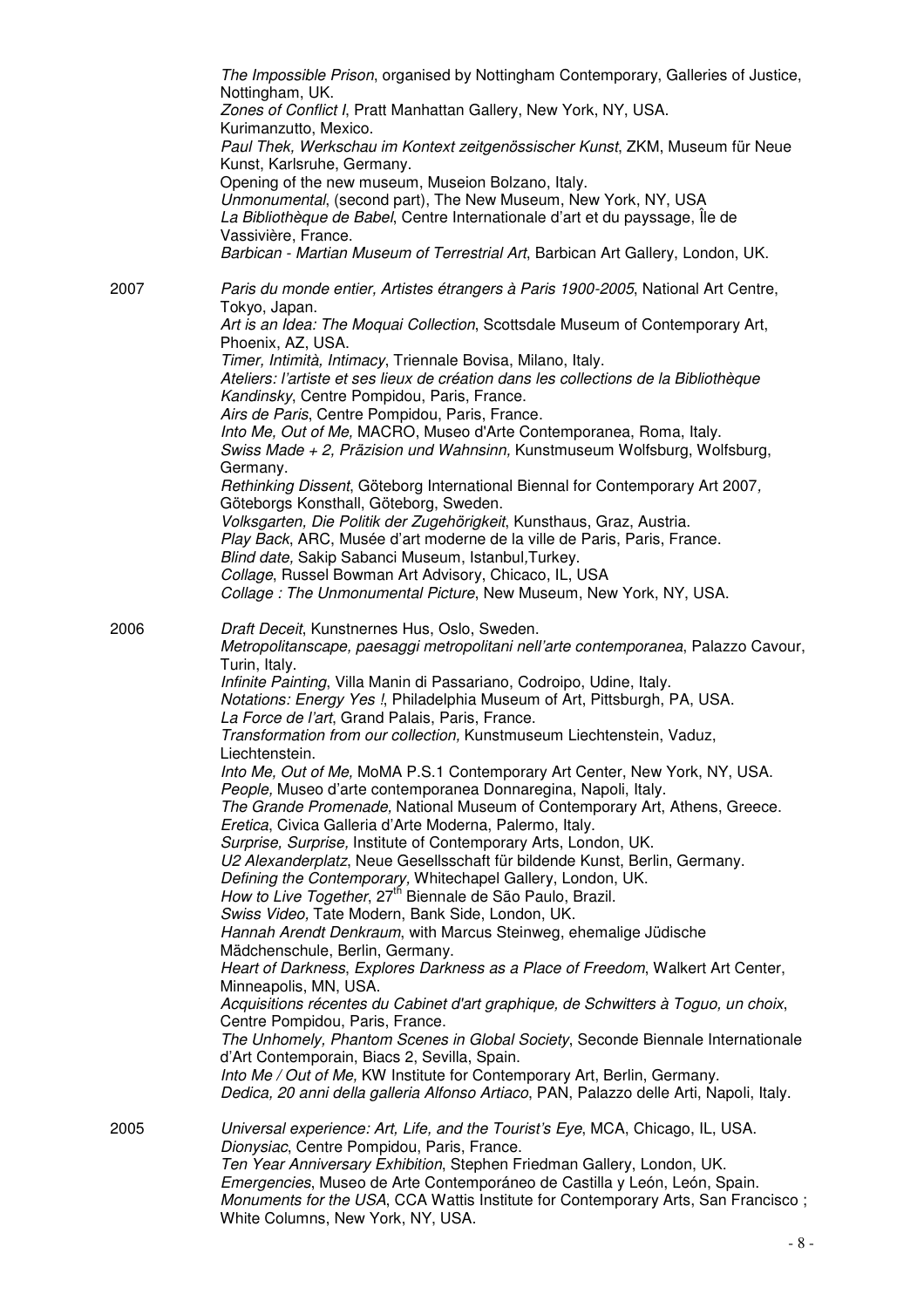*The Impossible Prison*, organised by Nottingham Contemporary, Galleries of Justice, Nottingham, UK.
*Zones of Conflict I*, Pratt Manhattan Gallery, New York, NY, USA.
Kurimanzutto, Mexico.
*Paul Thek, Werkschau im Kontext zeitgenössischer Kunst*, ZKM, Museum für Neue Kunst, Karlsruhe, Germany.
Opening of the new museum, Museion Bolzano, Italy.
*Unmonumental*, (second part), The New Museum, New York, NY, USA
*La Bibliothèque de Babel*, Centre Internationale d'art et du payssage, Île de Vassivière, France.
*Barbican - Martian Museum of Terrestrial Art*, Barbican Art Gallery, London, UK.

2007

*Paris du monde entier, Artistes étrangers à Paris 1900-2005*, National Art Centre, Tokyo, Japan.
*Art is an Idea: The Moquai Collection*, Scottsdale Museum of Contemporary Art, Phoenix, AZ, USA.
*Timer, Intimità, Intimacy*, Triennale Bovisa, Milano, Italy.
*Ateliers: l'artiste et ses lieux de création dans les collections de la Bibliothèque Kandinsky*, Centre Pompidou, Paris, France.
*Airs de Paris*, Centre Pompidou, Paris, France.
*Into Me, Out of Me,* MACRO, Museo d'Arte Contemporanea, Roma, Italy.
*Swiss Made + 2, Präzision und Wahnsinn,* Kunstmuseum Wolfsburg, Wolfsburg, Germany.
*Rethinking Dissent*, Göteborg International Biennal for Contemporary Art 2007*,* Göteborgs Konsthall, Göteborg, Sweden.
*Volksgarten, Die Politik der Zugehörigkeit*, Kunsthaus, Graz, Austria.
*Play Back*, ARC, Musée d'art moderne de la ville de Paris, Paris, France.
*Blind date,* Sakip Sabanci Museum, Istanbul,Turkey.
*Collage*, Russel Bowman Art Advisory, Chicaco, IL, USA
*Collage : The Unmonumental Picture*, New Museum, New York, NY, USA.

2006

*Draft Deceit*, Kunstnernes Hus, Oslo, Sweden.
*Metropolitanscape, paesaggi metropolitani nell'arte contemporanea*, Palazzo Cavour, Turin, Italy.
*Infinite Painting*, Villa Manin di Passariano, Codroipo, Udine, Italy.
*Notations: Energy Yes !*, Philadelphia Museum of Art, Pittsburgh, PA, USA.
*La Force de l'art*, Grand Palais, Paris, France.
*Transformation from our collection,* Kunstmuseum Liechtenstein, Vaduz, Liechtenstein.
*Into Me, Out of Me,* MoMA P.S.1 Contemporary Art Center, New York, NY, USA.
*People,* Museo d'arte contemporanea Donnaregina, Napoli, Italy.
*The Grande Promenade,* National Museum of Contemporary Art, Athens, Greece.
*Eretica*, Civica Galleria d'Arte Moderna, Palermo, Italy.
*Surprise, Surprise,* Institute of Contemporary Arts, London, UK.
*U2 Alexanderplatz*, Neue Gesellsschaft für bildende Kunst, Berlin, Germany.
*Defining the Contemporary,* Whitechapel Gallery, London, UK.
*How to Live Together*, 27th Biennale de São Paulo, Brazil.
*Swiss Video,* Tate Modern, Bank Side, London, UK.
*Hannah Arendt Denkraum*, with Marcus Steinweg, ehemalige Jüdische Mädchenschule, Berlin, Germany.
*Heart of Darkness*, *Explores Darkness as a Place of Freedom*, Walkert Art Center, Minneapolis, MN, USA.
*Acquisitions récentes du Cabinet d'art graphique, de Schwitters à Toguo, un choix*, Centre Pompidou, Paris, France.
*The Unhomely, Phantom Scenes in Global Society*, Seconde Biennale Internationale d'Art Contemporain, Biacs 2, Sevilla, Spain.
*Into Me / Out of Me,* KW Institute for Contemporary Art, Berlin, Germany.
*Dedica, 20 anni della galleria Alfonso Artiaco*, PAN, Palazzo delle Arti, Napoli, Italy.

2005

*Universal experience: Art, Life, and the Tourist's Eye*, MCA, Chicago, IL, USA.
*Dionysiac*, Centre Pompidou, Paris, France.
*Ten Year Anniversary Exhibition*, Stephen Friedman Gallery, London, UK.
*Emergencies*, Museo de Arte Contemporáneo de Castilla y León, León, Spain.
*Monuments for the USA*, CCA Wattis Institute for Contemporary Arts, San Francisco ; White Columns, New York, NY, USA.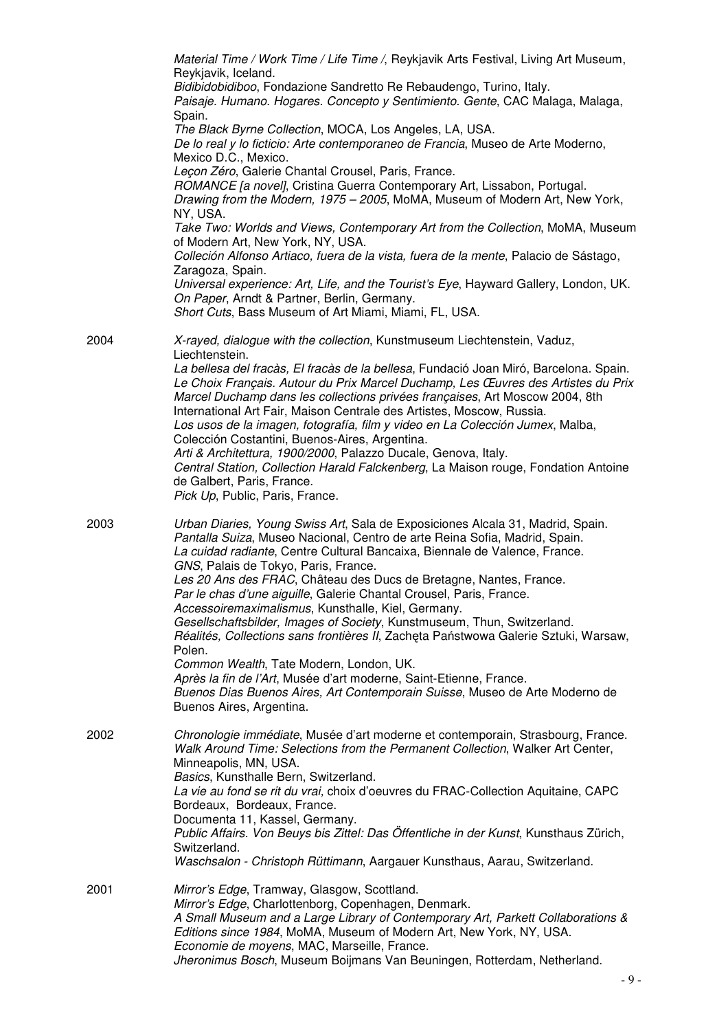*Material Time / Work Time / Life Time /*, Reykjavik Arts Festival, Living Art Museum, Reykjavik, Iceland.
*Bidibidobidiboo*, Fondazione Sandretto Re Rebaudengo, Turino, Italy.
*Paisaje. Humano. Hogares. Concepto y Sentimiento. Gente*, CAC Malaga, Malaga, Spain.
*The Black Byrne Collection*, MOCA, Los Angeles, LA, USA.
*De lo real y lo ficticio: Arte contemporaneo de Francia*, Museo de Arte Moderno, Mexico D.C., Mexico.
*Leçon Zéro*, Galerie Chantal Crousel, Paris, France.
*ROMANCE [a novel]*, Cristina Guerra Contemporary Art, Lissabon, Portugal.
*Drawing from the Modern, 1975 – 2005*, MoMA, Museum of Modern Art, New York, NY, USA.
*Take Two: Worlds and Views, Contemporary Art from the Collection*, MoMA, Museum of Modern Art, New York, NY, USA.
*Colleción Alfonso Artiaco, fuera de la vista, fuera de la mente*, Palacio de Sástago, Zaragoza, Spain.
*Universal experience: Art, Life, and the Tourist's Eye*, Hayward Gallery, London, UK.
*On Paper*, Arndt & Partner, Berlin, Germany.
*Short Cuts*, Bass Museum of Art Miami, Miami, FL, USA.

2004
*X-rayed, dialogue with the collection*, Kunstmuseum Liechtenstein, Vaduz, Liechtenstein.
*La bellesa del fracàs, El fracàs de la bellesa*, Fundació Joan Miró, Barcelona. Spain.
*Le Choix Français. Autour du Prix Marcel Duchamp, Les Œuvres des Artistes du Prix Marcel Duchamp dans les collections privées françaises*, Art Moscow 2004, 8th International Art Fair, Maison Centrale des Artistes, Moscow, Russia.
*Los usos de la imagen, fotografía, film y video en La Colección Jumex*, Malba, Colección Costantini, Buenos-Aires, Argentina.
*Arti & Architettura, 1900/2000*, Palazzo Ducale, Genova, Italy.
*Central Station, Collection Harald Falckenberg*, La Maison rouge, Fondation Antoine de Galbert, Paris, France.
*Pick Up*, Public, Paris, France.

2003
*Urban Diaries, Young Swiss Art*, Sala de Exposiciones Alcala 31, Madrid, Spain.
*Pantalla Suiza*, Museo Nacional, Centro de arte Reina Sofia, Madrid, Spain.
*La cuidad radiante*, Centre Cultural Bancaixa, Biennale de Valence, France.
*GNS*, Palais de Tokyo, Paris, France.
*Les 20 Ans des FRAC*, Château des Ducs de Bretagne, Nantes, France.
*Par le chas d'une aiguille*, Galerie Chantal Crousel, Paris, France.
*Accessoiremaximalismus*, Kunsthalle, Kiel, Germany.
*Gesellschaftsbilder, Images of Society*, Kunstmuseum, Thun, Switzerland.
*Réalités, Collections sans frontières II*, Zachęta Państwowa Galerie Sztuki, Warsaw, Polen.
*Common Wealth*, Tate Modern, London, UK.
*Après la fin de l'Art*, Musée d'art moderne, Saint-Etienne, France.
*Buenos Dias Buenos Aires, Art Contemporain Suisse*, Museo de Arte Moderno de Buenos Aires, Argentina.

2002
*Chronologie immédiate*, Musée d'art moderne et contemporain, Strasbourg, France.
*Walk Around Time: Selections from the Permanent Collection*, Walker Art Center, Minneapolis, MN, USA.
*Basics*, Kunsthalle Bern, Switzerland.
*La vie au fond se rit du vrai,* choix d'oeuvres du FRAC-Collection Aquitaine, CAPC Bordeaux, Bordeaux, France.
Documenta 11, Kassel, Germany.
*Public Affairs. Von Beuys bis Zittel: Das Öffentliche in der Kunst*, Kunsthaus Zürich, Switzerland.
*Waschsalon - Christoph Rüttimann*, Aargauer Kunsthaus, Aarau, Switzerland.

2001
*Mirror's Edge*, Tramway, Glasgow, Scottland.
*Mirror's Edge*, Charlottenborg, Copenhagen, Denmark.
*A Small Museum and a Large Library of Contemporary Art, Parkett Collaborations & Editions since 1984*, MoMA, Museum of Modern Art, New York, NY, USA.
*Economie de moyens*, MAC, Marseille, France.
*Jheronimus Bosch*, Museum Boijmans Van Beuningen, Rotterdam, Netherland.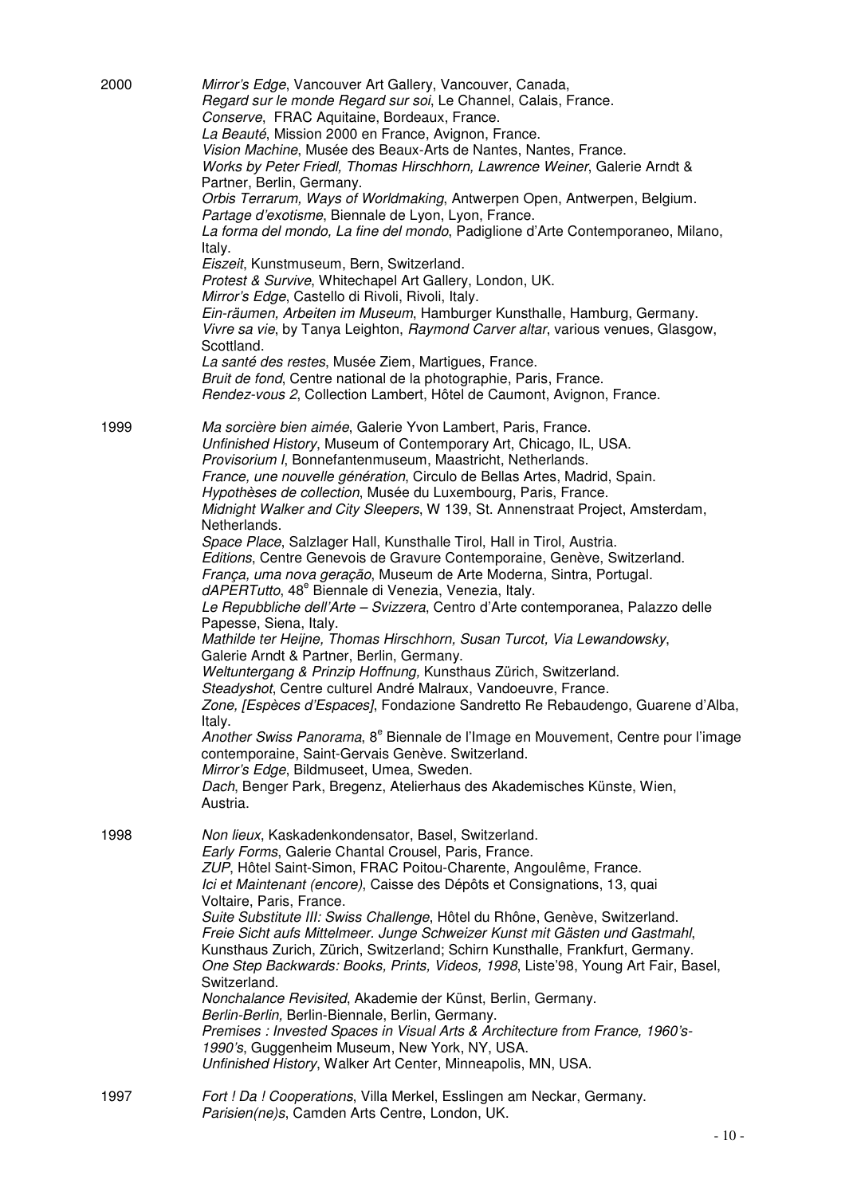**2000**

*Mirror's Edge*, Vancouver Art Gallery, Vancouver, Canada,
*Regard sur le monde Regard sur soi*, Le Channel, Calais, France.
*Conserve*, FRAC Aquitaine, Bordeaux, France.
*La Beauté*, Mission 2000 en France, Avignon, France.
*Vision Machine*, Musée des Beaux-Arts de Nantes, Nantes, France.
*Works by Peter Friedl, Thomas Hirschhorn, Lawrence Weiner*, Galerie Arndt & Partner, Berlin, Germany.
*Orbis Terrarum, Ways of Worldmaking*, Antwerpen Open, Antwerpen, Belgium.
*Partage d'exotisme*, Biennale de Lyon, Lyon, France.
*La forma del mondo, La fine del mondo*, Padiglione d'Arte Contemporaneo, Milano, Italy.
*Eiszeit*, Kunstmuseum, Bern, Switzerland.
*Protest & Survive*, Whitechapel Art Gallery, London, UK.
*Mirror's Edge*, Castello di Rivoli, Rivoli, Italy.
*Ein-räumen, Arbeiten im Museum*, Hamburger Kunsthalle, Hamburg, Germany.
*Vivre sa vie*, by Tanya Leighton, *Raymond Carver altar*, various venues, Glasgow, Scottland.
*La santé des restes*, Musée Ziem, Martigues, France.
*Bruit de fond*, Centre national de la photographie, Paris, France.
*Rendez-vous 2*, Collection Lambert, Hôtel de Caumont, Avignon, France.

**1999**

*Ma sorcière bien aimée*, Galerie Yvon Lambert, Paris, France.
*Unfinished History*, Museum of Contemporary Art, Chicago, IL, USA.
*Provisorium I*, Bonnefantenmuseum, Maastricht, Netherlands.
*France, une nouvelle génération*, Circulo de Bellas Artes, Madrid, Spain.
*Hypothèses de collection*, Musée du Luxembourg, Paris, France.
*Midnight Walker and City Sleepers*, W 139, St. Annenstraat Project, Amsterdam, Netherlands.
*Space Place*, Salzlager Hall, Kunsthalle Tirol, Hall in Tirol, Austria.
*Editions*, Centre Genevois de Gravure Contemporaine, Genève, Switzerland.
*França, uma nova geração*, Museum de Arte Moderna, Sintra, Portugal.
*dAPERTutto*, 48e Biennale di Venezia, Venezia, Italy.
*Le Repubbliche dell'Arte – Svizzera*, Centro d'Arte contemporanea, Palazzo delle Papesse, Siena, Italy.
*Mathilde ter Heijne, Thomas Hirschhorn, Susan Turcot, Via Lewandowsky*, Galerie Arndt & Partner, Berlin, Germany.
*Weltuntergang & Prinzip Hoffnung,* Kunsthaus Zürich, Switzerland.
*Steadyshot*, Centre culturel André Malraux, Vandoeuvre, France.
*Zone, [Espèces d'Espaces]*, Fondazione Sandretto Re Rebaudengo, Guarene d'Alba, Italy.
*Another Swiss Panorama*, 8e Biennale de l'Image en Mouvement, Centre pour l'image contemporaine, Saint-Gervais Genève. Switzerland.
*Mirror's Edge*, Bildmuseet, Umea, Sweden.
*Dach*, Benger Park, Bregenz, Atelierhaus des Akademisches Künste, Wien, Austria.

**1998**

*Non lieux*, Kaskadenkondensator, Basel, Switzerland.
*Early Forms*, Galerie Chantal Crousel, Paris, France.
*ZUP*, Hôtel Saint-Simon, FRAC Poitou-Charente, Angoulême, France.
*Ici et Maintenant (encore)*, Caisse des Dépôts et Consignations, 13, quai Voltaire, Paris, France.
*Suite Substitute III: Swiss Challenge*, Hôtel du Rhône, Genève, Switzerland.
*Freie Sicht aufs Mittelmeer. Junge Schweizer Kunst mit Gästen und Gastmahl*, Kunsthaus Zurich, Zürich, Switzerland; Schirn Kunsthalle, Frankfurt, Germany.
*One Step Backwards: Books, Prints, Videos, 1998*, Liste'98, Young Art Fair, Basel, Switzerland.
*Nonchalance Revisited*, Akademie der Künst, Berlin, Germany.
*Berlin-Berlin,* Berlin-Biennale, Berlin, Germany.
*Premises : Invested Spaces in Visual Arts & Architecture from France, 1960's-1990's*, Guggenheim Museum, New York, NY, USA.
*Unfinished History*, Walker Art Center, Minneapolis, MN, USA.

**1997**

*Fort ! Da ! Cooperations*, Villa Merkel, Esslingen am Neckar, Germany.
*Parisien(ne)s*, Camden Arts Centre, London, UK.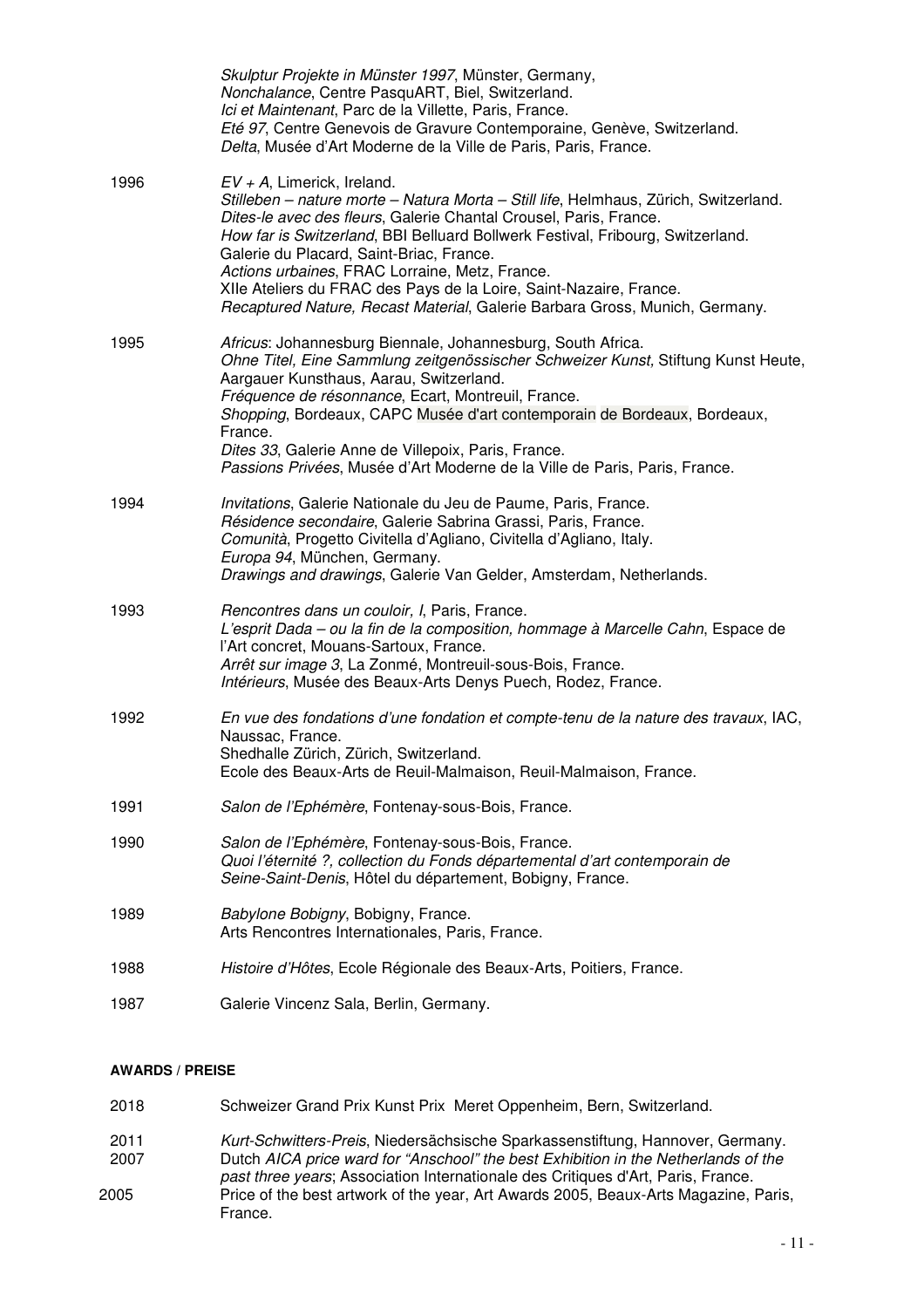| | |
|---|---|
| | *Skulptur Projekte in Münster 1997*, Münster, Germany,<br>*Nonchalance*, Centre PasquART, Biel, Switzerland.<br>*Ici et Maintenant*, Parc de la Villette, Paris, France.<br>*Eté 97*, Centre Genevois de Gravure Contemporaine, Genève, Switzerland.<br>*Delta*, Musée d'Art Moderne de la Ville de Paris, Paris, France. |
| 1996 | *EV + A*, Limerick, Ireland.<br>*Stilleben – nature morte – Natura Morta – Still life*, Helmhaus, Zürich, Switzerland.<br>*Dites-le avec des fleurs*, Galerie Chantal Crousel, Paris, France.<br>*How far is Switzerland*, BBI Belluard Bollwerk Festival, Fribourg, Switzerland.<br>Galerie du Placard, Saint-Briac, France.<br>*Actions urbaines*, FRAC Lorraine, Metz, France.<br>XIIe Ateliers du FRAC des Pays de la Loire, Saint-Nazaire, France.<br>*Recaptured Nature, Recast Material*, Galerie Barbara Gross, Munich, Germany. |
| 1995 | *Africus*: Johannesburg Biennale, Johannesburg, South Africa.<br>*Ohne Titel, Eine Sammlung zeitgenössischer Schweizer Kunst,* Stiftung Kunst Heute, Aargauer Kunsthaus, Aarau, Switzerland.<br>*Fréquence de résonnance*, Ecart, Montreuil, France.<br>*Shopping*, Bordeaux, CAPC Musée d'art contemporain de Bordeaux, Bordeaux, France.<br>*Dites 33*, Galerie Anne de Villepoix, Paris, France.<br>*Passions Privées*, Musée d'Art Moderne de la Ville de Paris, Paris, France. |
| 1994 | *Invitations*, Galerie Nationale du Jeu de Paume, Paris, France.<br>*Résidence secondaire*, Galerie Sabrina Grassi, Paris, France.<br>*Comunità*, Progetto Civitella d'Agliano, Civitella d'Agliano, Italy.<br>*Europa 94*, München, Germany.<br>*Drawings and drawings*, Galerie Van Gelder, Amsterdam, Netherlands. |
| 1993 | *Rencontres dans un couloir, I*, Paris, France.<br>*L'esprit Dada – ou la fin de la composition, hommage à Marcelle Cahn*, Espace de l'Art concret, Mouans-Sartoux, France.<br>*Arrêt sur image 3*, La Zonmé, Montreuil-sous-Bois, France.<br>*Intérieurs*, Musée des Beaux-Arts Denys Puech, Rodez, France. |
| 1992 | *En vue des fondations d'une fondation et compte-tenu de la nature des travaux*, IAC, Naussac, France.<br>Shedhalle Zürich, Zürich, Switzerland.<br>Ecole des Beaux-Arts de Reuil-Malmaison, Reuil-Malmaison, France. |
| 1991 | *Salon de l'Ephémère*, Fontenay-sous-Bois, France. |
| 1990 | *Salon de l'Ephémère*, Fontenay-sous-Bois, France.<br>*Quoi l'éternité ?, collection du Fonds départemental d'art contemporain de Seine-Saint-Denis*, Hôtel du département, Bobigny, France. |
| 1989 | *Babylone Bobigny*, Bobigny, France.<br>Arts Rencontres Internationales, Paris, France. |
| 1988 | *Histoire d'Hôtes*, Ecole Régionale des Beaux-Arts, Poitiers, France. |
| 1987 | Galerie Vincenz Sala, Berlin, Germany. |

**AWARDS / PREISE**

| | |
|---|---|
| 2018 | Schweizer Grand Prix Kunst Prix Meret Oppenheim, Bern, Switzerland. |
| 2011 | *Kurt-Schwitters-Preis*, Niedersächsische Sparkassenstiftung, Hannover, Germany. |
| 2007 | Dutch *AICA price ward for "Anschool" the best Exhibition in the Netherlands of the past three years*; Association Internationale des Critiques d'Art, Paris, France. |
| 2005 | Price of the best artwork of the year, Art Awards 2005, Beaux-Arts Magazine, Paris, France. |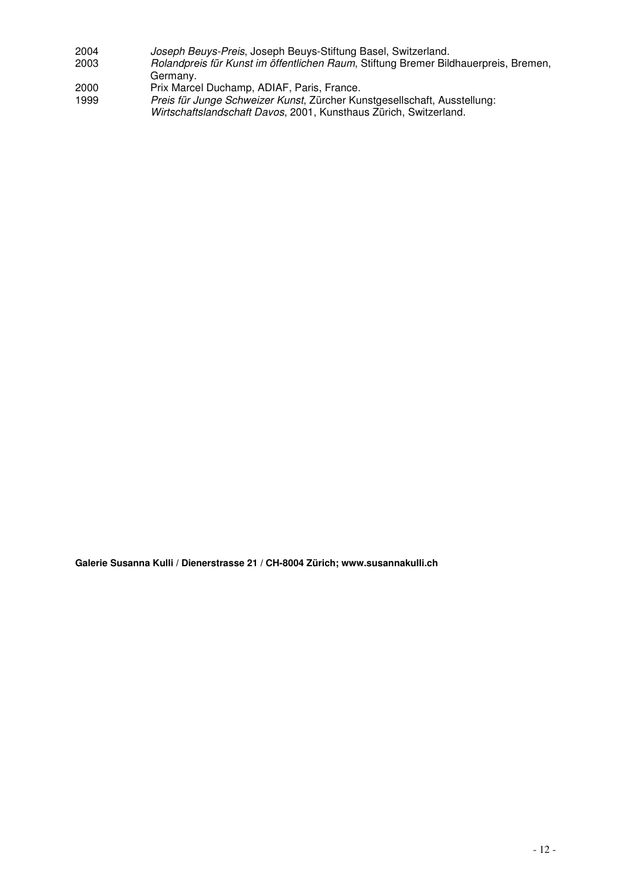2004 *Joseph Beuys-Preis*, Joseph Beuys-Stiftung Basel, Switzerland.

2003 *Rolandpreis für Kunst im öffentlichen Raum*, Stiftung Bremer Bildhauerpreis, Bremen, Germany.

2000 Prix Marcel Duchamp, ADIAF, Paris, France.

1999 *Preis für Junge Schweizer Kunst*, Zürcher Kunstgesellschaft, Ausstellung: *Wirtschaftslandschaft Davos*, 2001, Kunsthaus Zürich, Switzerland.

**Galerie Susanna Kulli / Dienerstrasse 21 / CH-8004 Zürich; www.susannakulli.ch**